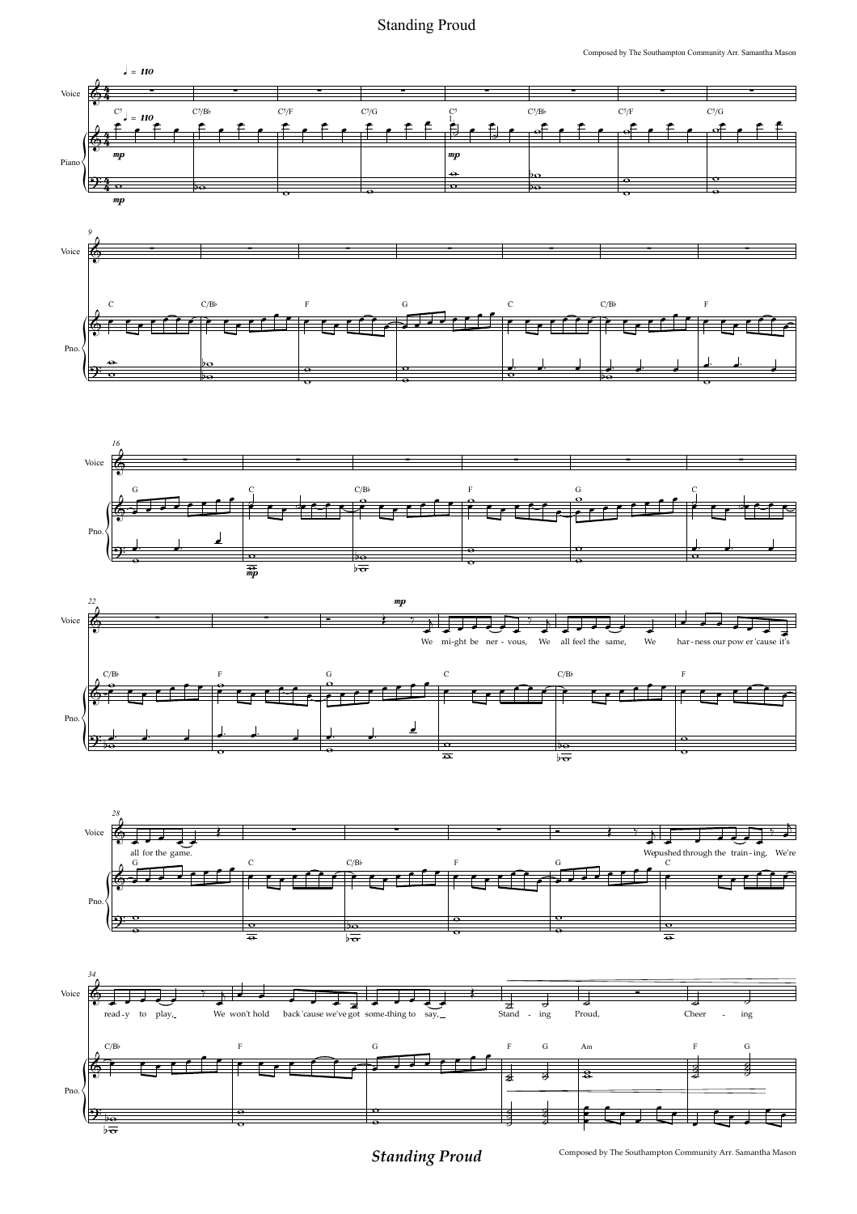# Standing Proud

Composed by The Southampton Community Arr. Samantha Mason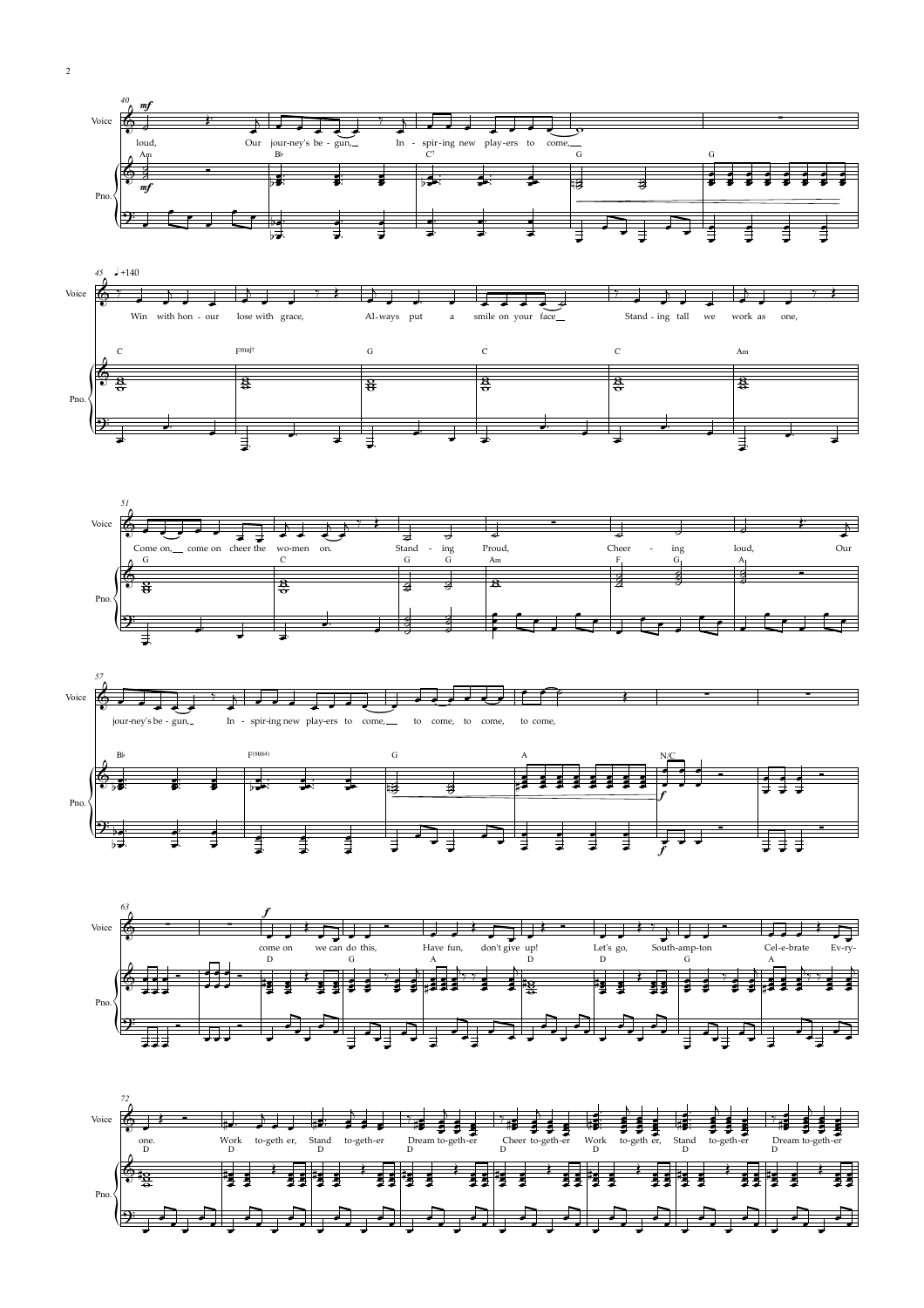40

*mf*

Voice: loud, Our jour-ney's be-gun, In-spir-ing new play-ers to come,

Pno.: Am, B♭, C7, G, G

45 ♩=140

Voice: Win with hon-our lose with grace, Al-ways put a smile on your face Stand-ing tall we work as one,

Pno.: C, Fmaj7, G, C, C, Am

51

Voice: Come on, come on cheer the wo-men on. Stand-ing Proud, Cheer-ing loud, Our

Pno.: G, C, G, G, Am, F, G, A

57

Voice: jour-ney's be-gun, In-spir-ing new play-ers to come, to come, to come, to come,

Pno.: B♭, F(sus4), G, A, N/C

*f*

63

*f*

Voice: come on we can do this, Have fun, don't give up! Let's go, South-amp-ton Cel-e-brate Ev-ry-

Pno.: D, G, A, D, D, G, A

72

Voice: one. Work to-geth er, Stand to-geth-er Dream to-geth-er Cheer to-geth-er Work to-geth er, Stand to-geth-er Dream to-geth-er

Pno.: D, D, D, D, D, D, D, D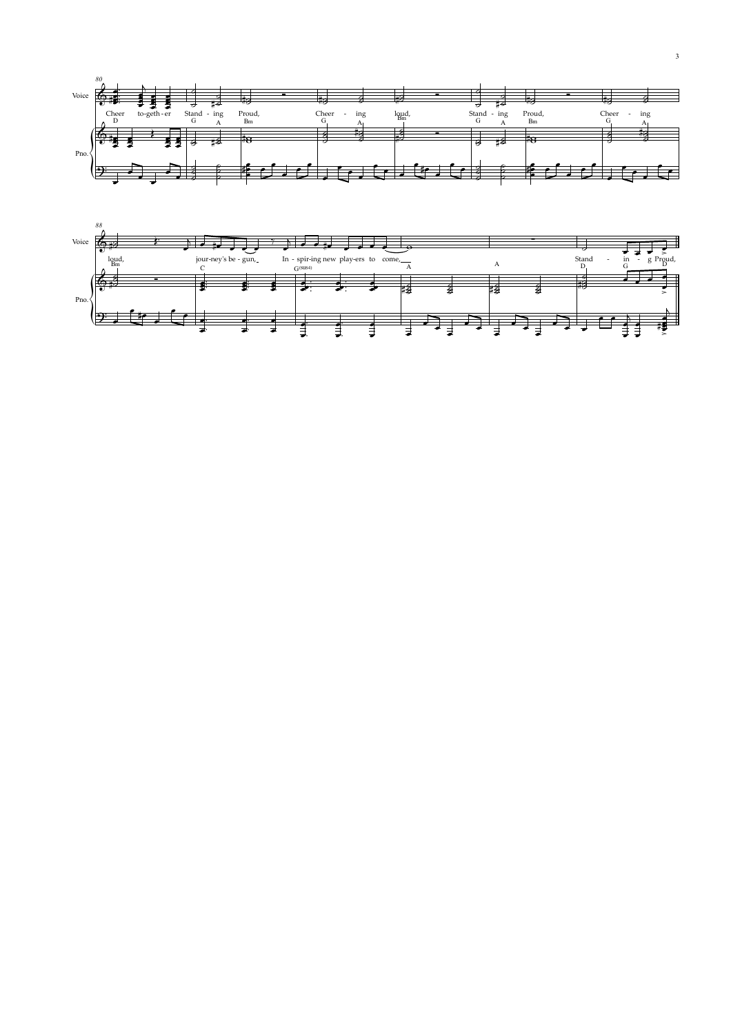Voice

Pno.

Cheer to-geth-er Stand - ing Proud, Cheer - ing loud, Stand - ing Proud, Cheer - ing

D G A Bm G A Bm G A Bm G A

loud, jour-ney's be - gun, In - spir-ing new play-ers to come, Stand - in - g Proud,

Bm C G(SUS4) A A D G D